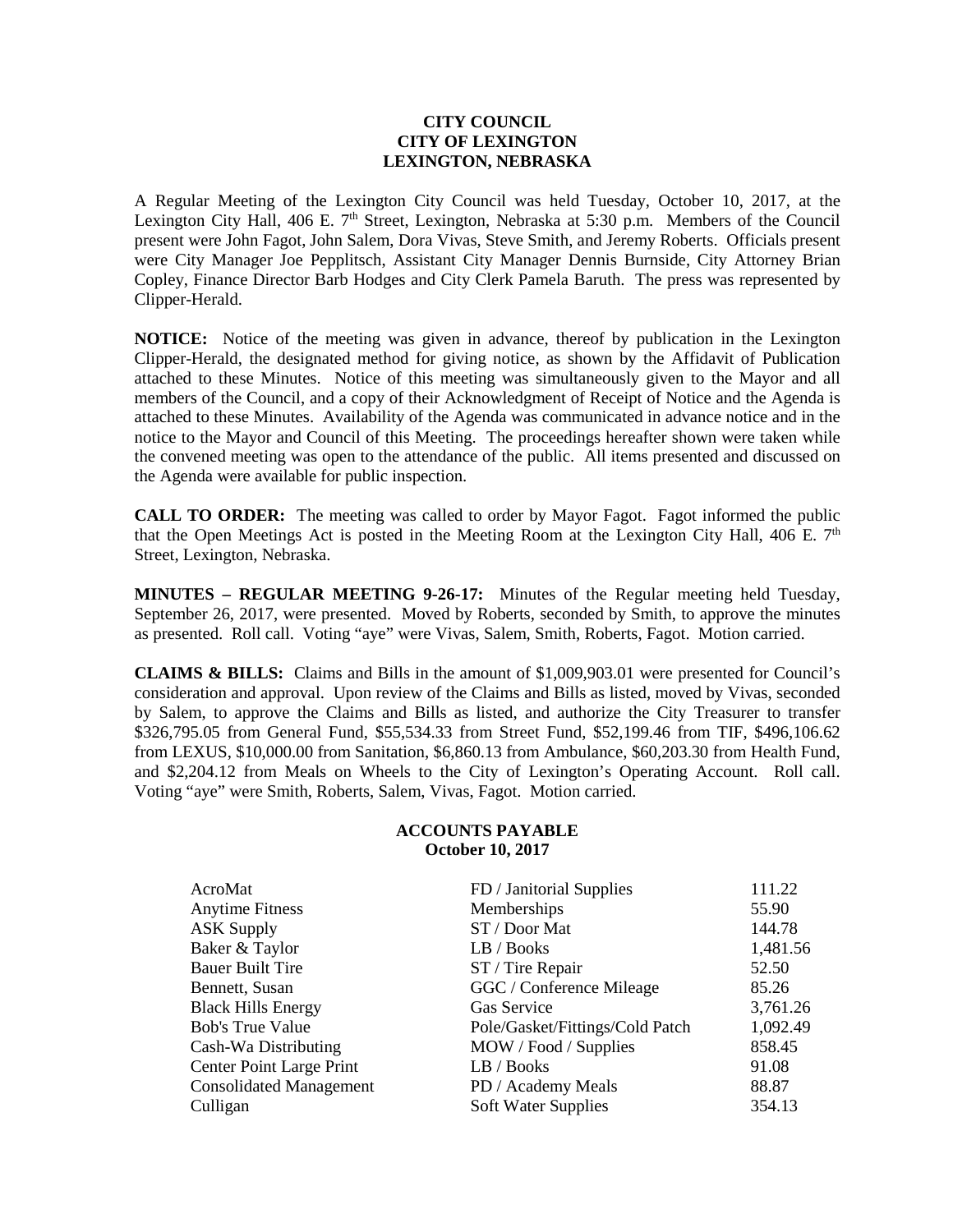**CITY COUNCIL**
**CITY OF LEXINGTON**
**LEXINGTON, NEBRASKA**

A Regular Meeting of the Lexington City Council was held Tuesday, October 10, 2017, at the Lexington City Hall, 406 E. 7th Street, Lexington, Nebraska at 5:30 p.m. Members of the Council present were John Fagot, John Salem, Dora Vivas, Steve Smith, and Jeremy Roberts. Officials present were City Manager Joe Pepplitsch, Assistant City Manager Dennis Burnside, City Attorney Brian Copley, Finance Director Barb Hodges and City Clerk Pamela Baruth. The press was represented by Clipper-Herald.

**NOTICE:** Notice of the meeting was given in advance, thereof by publication in the Lexington Clipper-Herald, the designated method for giving notice, as shown by the Affidavit of Publication attached to these Minutes. Notice of this meeting was simultaneously given to the Mayor and all members of the Council, and a copy of their Acknowledgment of Receipt of Notice and the Agenda is attached to these Minutes. Availability of the Agenda was communicated in advance notice and in the notice to the Mayor and Council of this Meeting. The proceedings hereafter shown were taken while the convened meeting was open to the attendance of the public. All items presented and discussed on the Agenda were available for public inspection.

**CALL TO ORDER:** The meeting was called to order by Mayor Fagot. Fagot informed the public that the Open Meetings Act is posted in the Meeting Room at the Lexington City Hall, 406 E. 7th Street, Lexington, Nebraska.

**MINUTES – REGULAR MEETING 9-26-17:** Minutes of the Regular meeting held Tuesday, September 26, 2017, were presented. Moved by Roberts, seconded by Smith, to approve the minutes as presented. Roll call. Voting "aye" were Vivas, Salem, Smith, Roberts, Fagot. Motion carried.

**CLAIMS & BILLS:** Claims and Bills in the amount of $1,009,903.01 were presented for Council's consideration and approval. Upon review of the Claims and Bills as listed, moved by Vivas, seconded by Salem, to approve the Claims and Bills as listed, and authorize the City Treasurer to transfer $326,795.05 from General Fund, $55,534.33 from Street Fund, $52,199.46 from TIF, $496,106.62 from LEXUS, $10,000.00 from Sanitation, $6,860.13 from Ambulance, $60,203.30 from Health Fund, and $2,204.12 from Meals on Wheels to the City of Lexington's Operating Account. Roll call. Voting "aye" were Smith, Roberts, Salem, Vivas, Fagot. Motion carried.

**ACCOUNTS PAYABLE**
**October 10, 2017**

| | | |
|---|---|---|
| AcroMat | FD / Janitorial Supplies | 111.22 |
| Anytime Fitness | Memberships | 55.90 |
| ASK Supply | ST / Door Mat | 144.78 |
| Baker & Taylor | LB / Books | 1,481.56 |
| Bauer Built Tire | ST / Tire Repair | 52.50 |
| Bennett, Susan | GGC / Conference Mileage | 85.26 |
| Black Hills Energy | Gas Service | 3,761.26 |
| Bob's True Value | Pole/Gasket/Fittings/Cold Patch | 1,092.49 |
| Cash-Wa Distributing | MOW / Food / Supplies | 858.45 |
| Center Point Large Print | LB / Books | 91.08 |
| Consolidated Management | PD / Academy Meals | 88.87 |
| Culligan | Soft Water Supplies | 354.13 |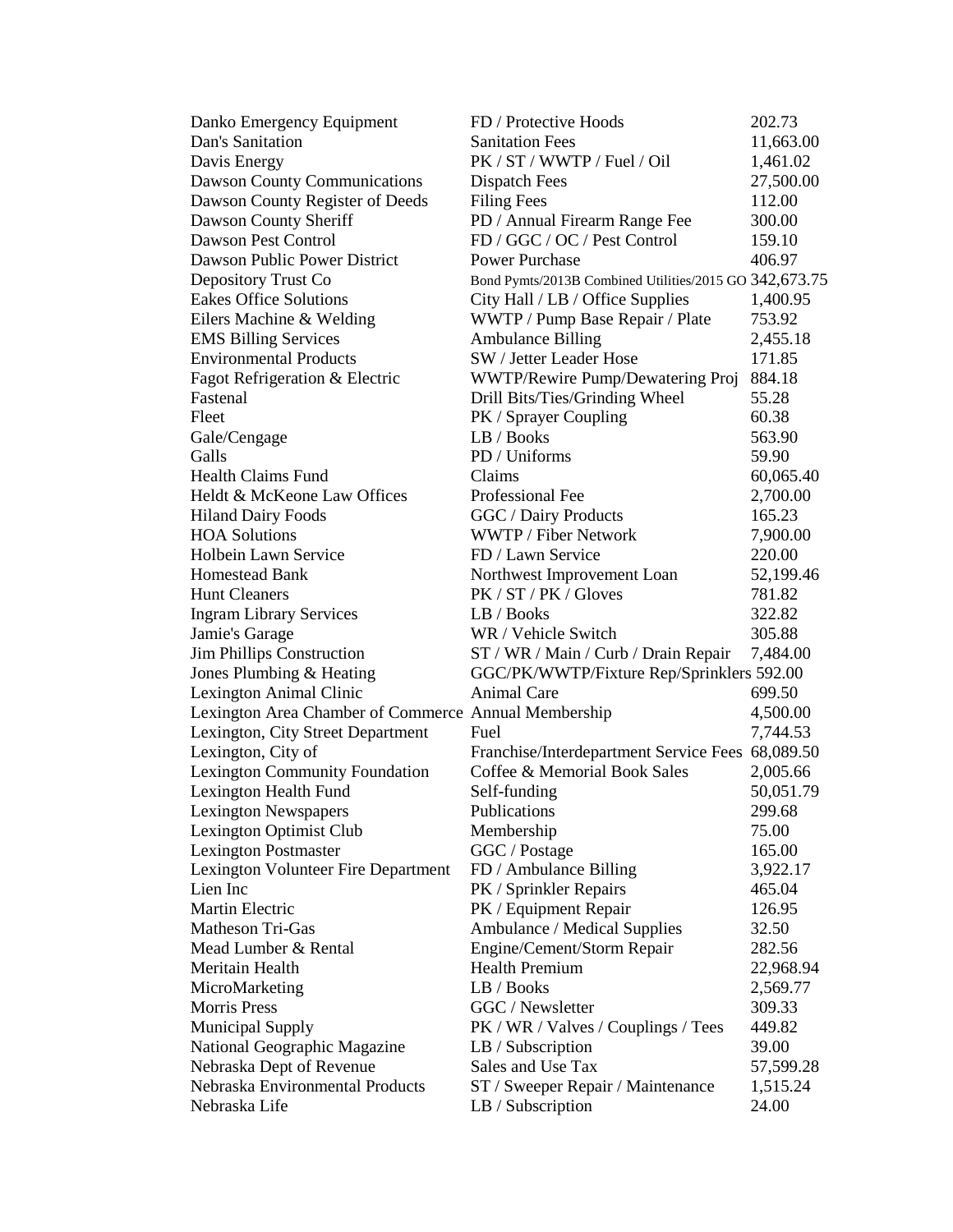| | | |
|---|---|---|
| Danko Emergency Equipment | FD / Protective Hoods | 202.73 |
| Dan's Sanitation | Sanitation Fees | 11,663.00 |
| Davis Energy | PK / ST / WWTP / Fuel / Oil | 1,461.02 |
| Dawson County Communications | Dispatch Fees | 27,500.00 |
| Dawson County Register of Deeds | Filing Fees | 112.00 |
| Dawson County Sheriff | PD / Annual Firearm Range Fee | 300.00 |
| Dawson Pest Control | FD / GGC / OC / Pest Control | 159.10 |
| Dawson Public Power District | Power Purchase | 406.97 |
| Depository Trust Co | Bond Pymts/2013B Combined Utilities/2015 GO | 342,673.75 |
| Eakes Office Solutions | City Hall / LB / Office Supplies | 1,400.95 |
| Eilers Machine & Welding | WWTP / Pump Base Repair / Plate | 753.92 |
| EMS Billing Services | Ambulance Billing | 2,455.18 |
| Environmental Products | SW / Jetter Leader Hose | 171.85 |
| Fagot Refrigeration & Electric | WWTP/Rewire Pump/Dewatering Proj | 884.18 |
| Fastenal | Drill Bits/Ties/Grinding Wheel | 55.28 |
| Fleet | PK / Sprayer Coupling | 60.38 |
| Gale/Cengage | LB / Books | 563.90 |
| Galls | PD / Uniforms | 59.90 |
| Health Claims Fund | Claims | 60,065.40 |
| Heldt & McKeone Law Offices | Professional Fee | 2,700.00 |
| Hiland Dairy Foods | GGC / Dairy Products | 165.23 |
| HOA Solutions | WWTP / Fiber Network | 7,900.00 |
| Holbein Lawn Service | FD / Lawn Service | 220.00 |
| Homestead Bank | Northwest Improvement Loan | 52,199.46 |
| Hunt Cleaners | PK / ST / PK / Gloves | 781.82 |
| Ingram Library Services | LB / Books | 322.82 |
| Jamie's Garage | WR / Vehicle Switch | 305.88 |
| Jim Phillips Construction | ST / WR / Main / Curb / Drain Repair | 7,484.00 |
| Jones Plumbing & Heating | GGC/PK/WWTP/Fixture Rep/Sprinklers | 592.00 |
| Lexington Animal Clinic | Animal Care | 699.50 |
| Lexington Area Chamber of Commerce | Annual Membership | 4,500.00 |
| Lexington, City Street Department | Fuel | 7,744.53 |
| Lexington, City of | Franchise/Interdepartment Service Fees | 68,089.50 |
| Lexington Community Foundation | Coffee & Memorial Book Sales | 2,005.66 |
| Lexington Health Fund | Self-funding | 50,051.79 |
| Lexington Newspapers | Publications | 299.68 |
| Lexington Optimist Club | Membership | 75.00 |
| Lexington Postmaster | GGC / Postage | 165.00 |
| Lexington Volunteer Fire Department | FD / Ambulance Billing | 3,922.17 |
| Lien Inc | PK / Sprinkler Repairs | 465.04 |
| Martin Electric | PK / Equipment Repair | 126.95 |
| Matheson Tri-Gas | Ambulance / Medical Supplies | 32.50 |
| Mead Lumber & Rental | Engine/Cement/Storm Repair | 282.56 |
| Meritain Health | Health Premium | 22,968.94 |
| MicroMarketing | LB / Books | 2,569.77 |
| Morris Press | GGC / Newsletter | 309.33 |
| Municipal Supply | PK / WR / Valves / Couplings / Tees | 449.82 |
| National Geographic Magazine | LB / Subscription | 39.00 |
| Nebraska Dept of Revenue | Sales and Use Tax | 57,599.28 |
| Nebraska Environmental Products | ST / Sweeper Repair / Maintenance | 1,515.24 |
| Nebraska Life | LB / Subscription | 24.00 |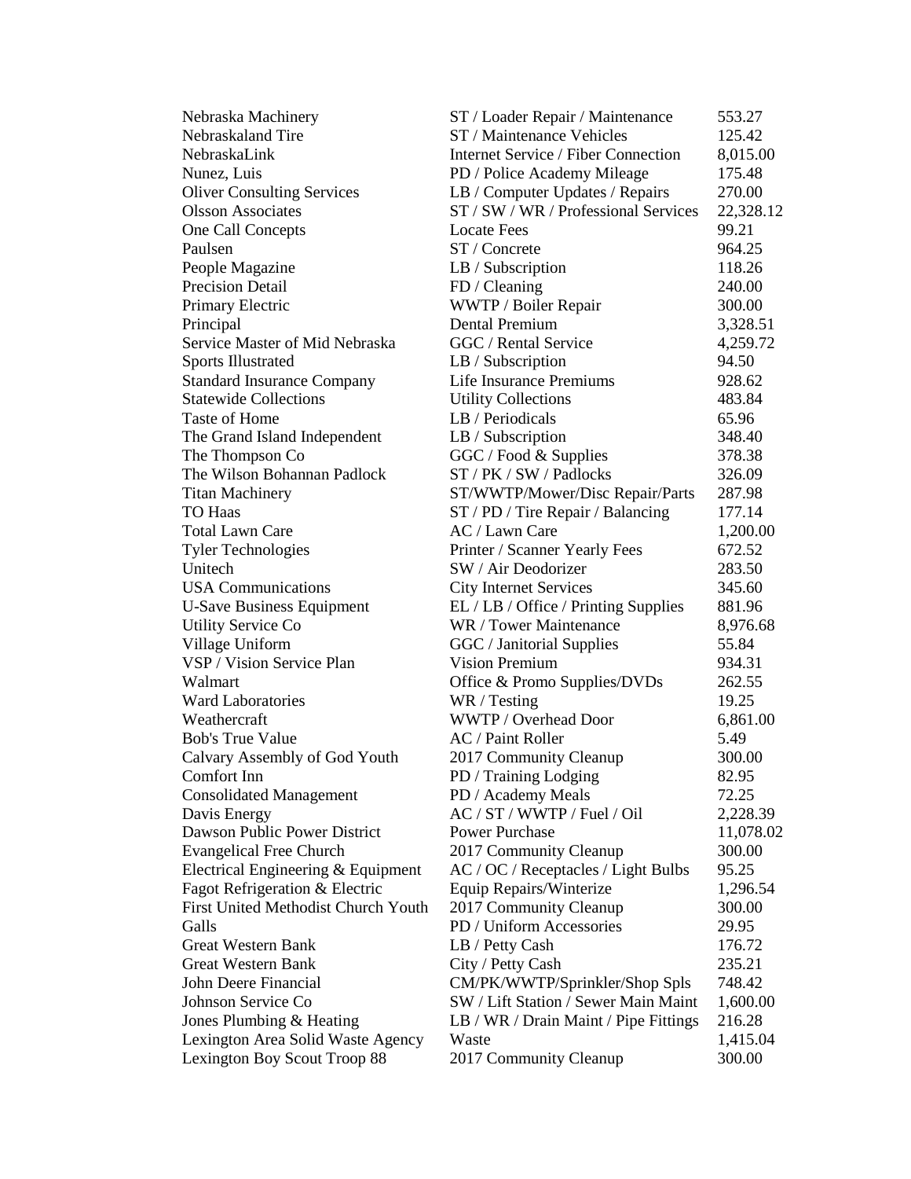| | | |
|---|---|---|
| Nebraska Machinery | ST / Loader Repair / Maintenance | 553.27 |
| Nebraskaland Tire | ST / Maintenance Vehicles | 125.42 |
| NebraskaLink | Internet Service / Fiber Connection | 8,015.00 |
| Nunez, Luis | PD / Police Academy Mileage | 175.48 |
| Oliver Consulting Services | LB / Computer Updates / Repairs | 270.00 |
| Olsson Associates | ST / SW / WR / Professional Services | 22,328.12 |
| One Call Concepts | Locate Fees | 99.21 |
| Paulsen | ST / Concrete | 964.25 |
| People Magazine | LB / Subscription | 118.26 |
| Precision Detail | FD / Cleaning | 240.00 |
| Primary Electric | WWTP / Boiler Repair | 300.00 |
| Principal | Dental Premium | 3,328.51 |
| Service Master of Mid Nebraska | GGC / Rental Service | 4,259.72 |
| Sports Illustrated | LB / Subscription | 94.50 |
| Standard Insurance Company | Life Insurance Premiums | 928.62 |
| Statewide Collections | Utility Collections | 483.84 |
| Taste of Home | LB / Periodicals | 65.96 |
| The Grand Island Independent | LB / Subscription | 348.40 |
| The Thompson Co | GGC / Food & Supplies | 378.38 |
| The Wilson Bohannan Padlock | ST / PK / SW / Padlocks | 326.09 |
| Titan Machinery | ST/WWTP/Mower/Disc Repair/Parts | 287.98 |
| TO Haas | ST / PD / Tire Repair / Balancing | 177.14 |
| Total Lawn Care | AC / Lawn Care | 1,200.00 |
| Tyler Technologies | Printer / Scanner Yearly Fees | 672.52 |
| Unitech | SW / Air Deodorizer | 283.50 |
| USA Communications | City Internet Services | 345.60 |
| U-Save Business Equipment | EL / LB / Office / Printing Supplies | 881.96 |
| Utility Service Co | WR / Tower Maintenance | 8,976.68 |
| Village Uniform | GGC / Janitorial Supplies | 55.84 |
| VSP / Vision Service Plan | Vision Premium | 934.31 |
| Walmart | Office & Promo Supplies/DVDs | 262.55 |
| Ward Laboratories | WR / Testing | 19.25 |
| Weathercraft | WWTP / Overhead Door | 6,861.00 |
| Bob's True Value | AC / Paint Roller | 5.49 |
| Calvary Assembly of God Youth | 2017 Community Cleanup | 300.00 |
| Comfort Inn | PD / Training Lodging | 82.95 |
| Consolidated Management | PD / Academy Meals | 72.25 |
| Davis Energy | AC / ST / WWTP / Fuel / Oil | 2,228.39 |
| Dawson Public Power District | Power Purchase | 11,078.02 |
| Evangelical Free Church | 2017 Community Cleanup | 300.00 |
| Electrical Engineering & Equipment | AC / OC / Receptacles / Light Bulbs | 95.25 |
| Fagot Refrigeration & Electric | Equip Repairs/Winterize | 1,296.54 |
| First United Methodist Church Youth | 2017 Community Cleanup | 300.00 |
| Galls | PD / Uniform Accessories | 29.95 |
| Great Western Bank | LB / Petty Cash | 176.72 |
| Great Western Bank | City / Petty Cash | 235.21 |
| John Deere Financial | CM/PK/WWTP/Sprinkler/Shop Spls | 748.42 |
| Johnson Service Co | SW / Lift Station / Sewer Main Maint | 1,600.00 |
| Jones Plumbing & Heating | LB / WR / Drain Maint / Pipe Fittings | 216.28 |
| Lexington Area Solid Waste Agency | Waste | 1,415.04 |
| Lexington Boy Scout Troop 88 | 2017 Community Cleanup | 300.00 |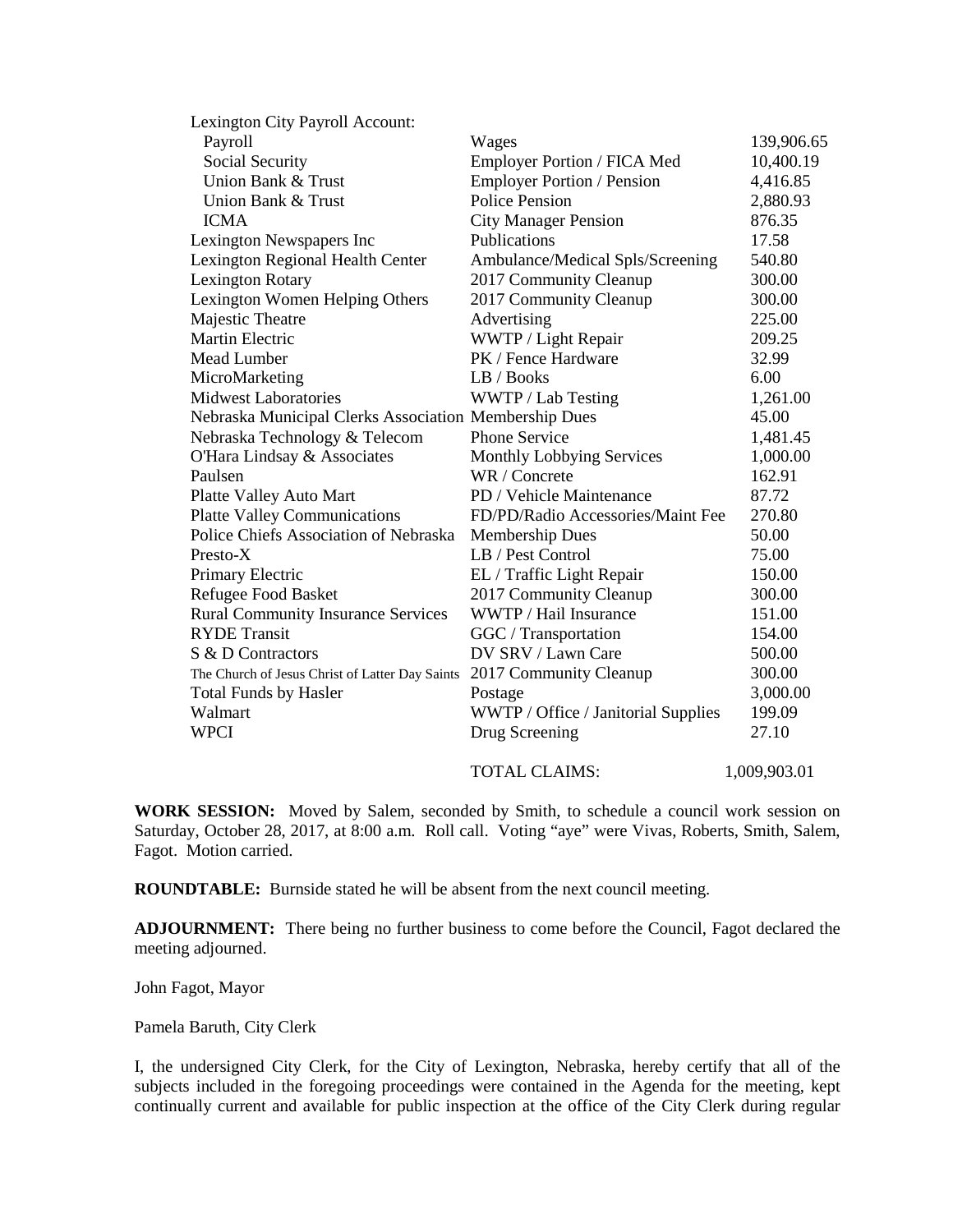| | | |
|---|---|---|
| Lexington City Payroll Account: | | |
| Payroll | Wages | 139,906.65 |
| Social Security | Employer Portion / FICA Med | 10,400.19 |
| Union Bank & Trust | Employer Portion / Pension | 4,416.85 |
| Union Bank & Trust | Police Pension | 2,880.93 |
| ICMA | City Manager Pension | 876.35 |
| Lexington Newspapers Inc | Publications | 17.58 |
| Lexington Regional Health Center | Ambulance/Medical Spls/Screening | 540.80 |
| Lexington Rotary | 2017 Community Cleanup | 300.00 |
| Lexington Women Helping Others | 2017 Community Cleanup | 300.00 |
| Majestic Theatre | Advertising | 225.00 |
| Martin Electric | WWTP / Light Repair | 209.25 |
| Mead Lumber | PK / Fence Hardware | 32.99 |
| MicroMarketing | LB / Books | 6.00 |
| Midwest Laboratories | WWTP / Lab Testing | 1,261.00 |
| Nebraska Municipal Clerks Association | Membership Dues | 45.00 |
| Nebraska Technology & Telecom | Phone Service | 1,481.45 |
| O'Hara Lindsay & Associates | Monthly Lobbying Services | 1,000.00 |
| Paulsen | WR / Concrete | 162.91 |
| Platte Valley Auto Mart | PD / Vehicle Maintenance | 87.72 |
| Platte Valley Communications | FD/PD/Radio Accessories/Maint Fee | 270.80 |
| Police Chiefs Association of Nebraska | Membership Dues | 50.00 |
| Presto-X | LB / Pest Control | 75.00 |
| Primary Electric | EL / Traffic Light Repair | 150.00 |
| Refugee Food Basket | 2017 Community Cleanup | 300.00 |
| Rural Community Insurance Services | WWTP / Hail Insurance | 151.00 |
| RYDE Transit | GGC / Transportation | 154.00 |
| S & D Contractors | DV SRV / Lawn Care | 500.00 |
| The Church of Jesus Christ of Latter Day Saints | 2017 Community Cleanup | 300.00 |
| Total Funds by Hasler | Postage | 3,000.00 |
| Walmart | WWTP / Office / Janitorial Supplies | 199.09 |
| WPCI | Drug Screening | 27.10 |
| | TOTAL CLAIMS: | 1,009,903.01 |

**WORK SESSION:** Moved by Salem, seconded by Smith, to schedule a council work session on Saturday, October 28, 2017, at 8:00 a.m. Roll call. Voting "aye" were Vivas, Roberts, Smith, Salem, Fagot. Motion carried.

**ROUNDTABLE:** Burnside stated he will be absent from the next council meeting.

**ADJOURNMENT:** There being no further business to come before the Council, Fagot declared the meeting adjourned.

John Fagot, Mayor

Pamela Baruth, City Clerk

I, the undersigned City Clerk, for the City of Lexington, Nebraska, hereby certify that all of the subjects included in the foregoing proceedings were contained in the Agenda for the meeting, kept continually current and available for public inspection at the office of the City Clerk during regular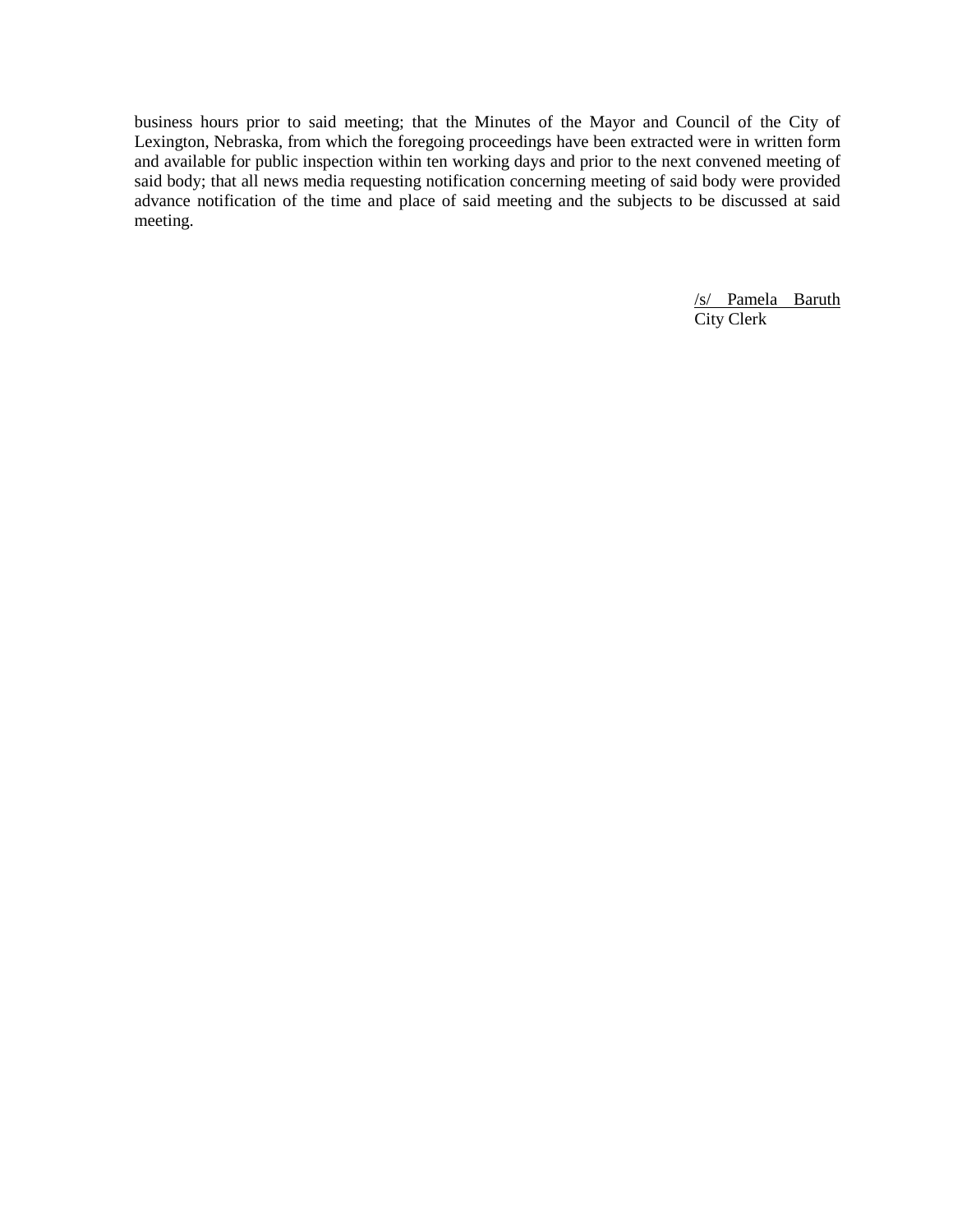business hours prior to said meeting; that the Minutes of the Mayor and Council of the City of Lexington, Nebraska, from which the foregoing proceedings have been extracted were in written form and available for public inspection within ten working days and prior to the next convened meeting of said body; that all news media requesting notification concerning meeting of said body were provided advance notification of the time and place of said meeting and the subjects to be discussed at said meeting.

/s/ Pamela Baruth
City Clerk